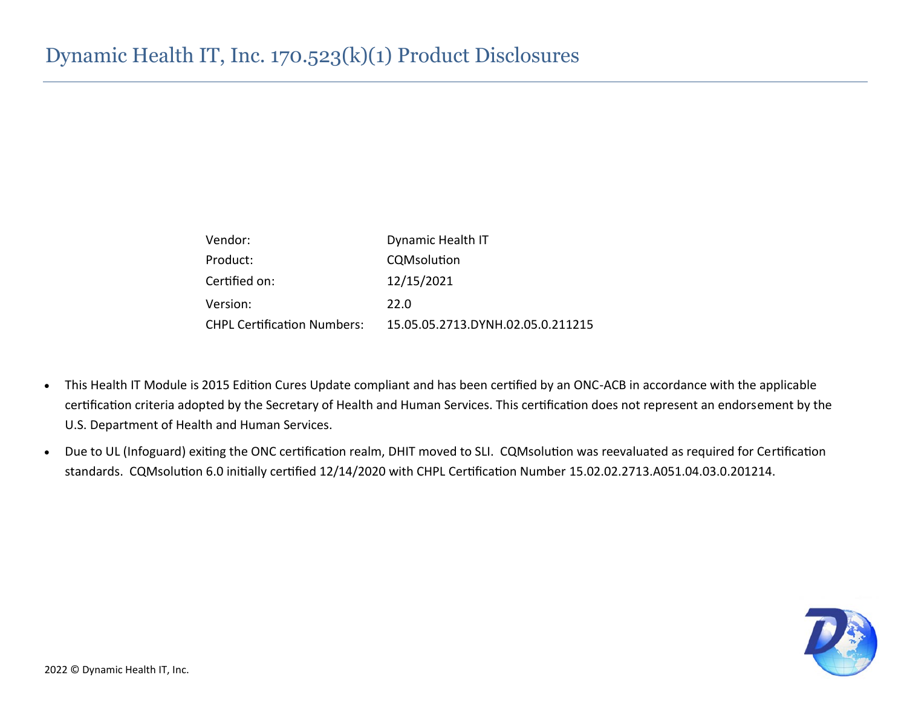# Dynamic Health IT, Inc. 170.523(k)(1) Product Disclosures

| | |
|---|---|
| Vendor: | Dynamic Health IT |
| Product: | CQMsolution |
| Certified on: | 12/15/2021 |
| Version: | 22.0 |
| CHPL Certification Numbers: | 15.05.05.2713.DYNH.02.05.0.211215 |

- This Health IT Module is 2015 Edition Cures Update compliant and has been certified by an ONC-ACB in accordance with the applicable certification criteria adopted by the Secretary of Health and Human Services. This certification does not represent an endorsement by the U.S. Department of Health and Human Services.
- Due to UL (Infoguard) exiting the ONC certification realm, DHIT moved to SLI. CQMsolution was reevaluated as required for Certification standards. CQMsolution 6.0 initially certified 12/14/2020 with CHPL Certification Number 15.02.02.2713.A051.04.03.0.201214.

2022 © Dynamic Health IT, Inc.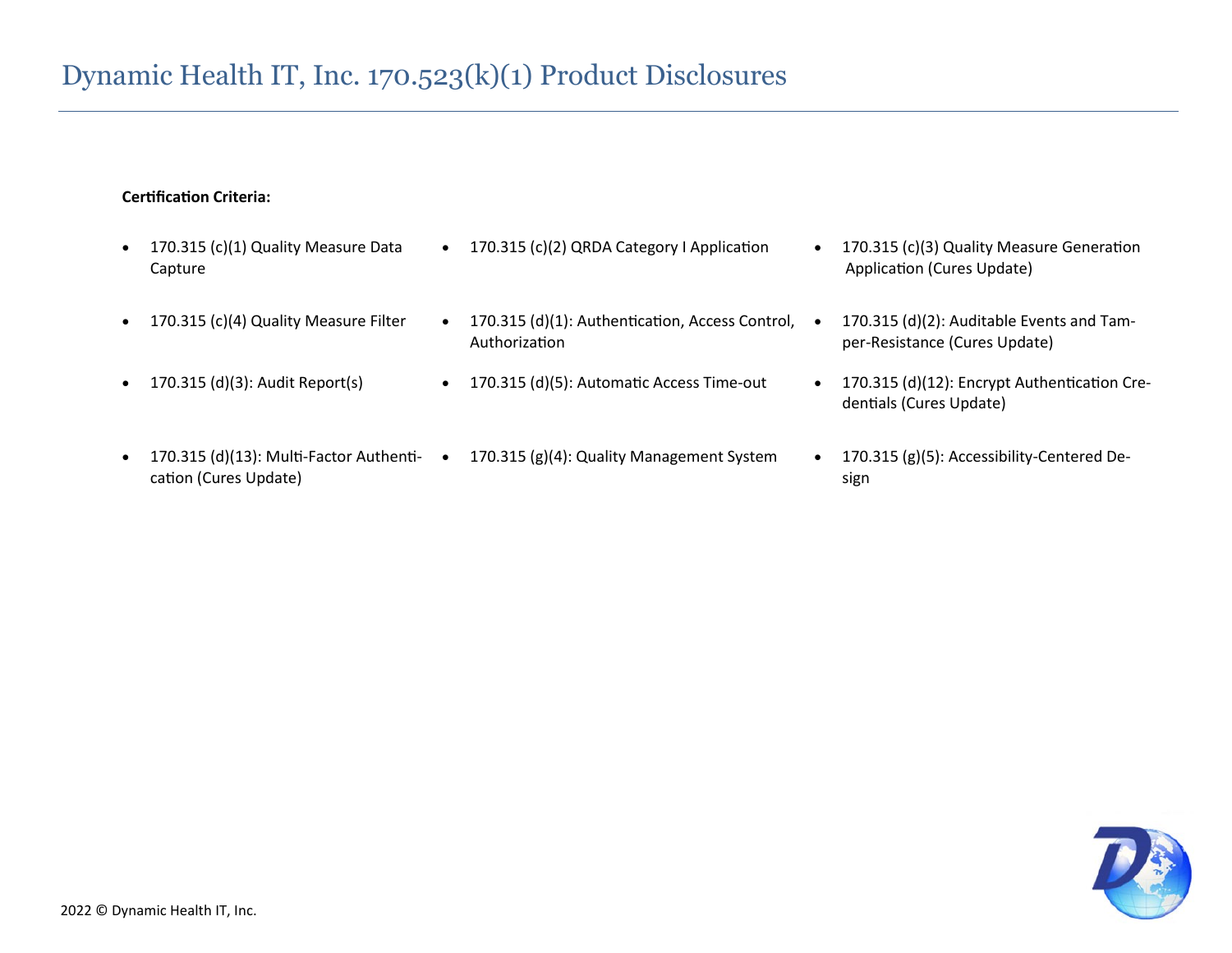# Dynamic Health IT, Inc. 170.523(k)(1) Product Disclosures

**Certification Criteria:**

- 170.315 (c)(1) Quality Measure Data Capture
- 170.315 (c)(2) QRDA Category I Application
- 170.315 (c)(3) Quality Measure Generation Application (Cures Update)
- 170.315 (c)(4) Quality Measure Filter
- 170.315 (d)(1): Authentication, Access Control, Authorization
- 170.315 (d)(2): Auditable Events and Tamper-Resistance (Cures Update)
- 170.315 (d)(3): Audit Report(s)
- 170.315 (d)(5): Automatic Access Time-out
- 170.315 (d)(12): Encrypt Authentication Credentials (Cures Update)
- 170.315 (d)(13): Multi-Factor Authentication (Cures Update)
- 170.315 (g)(4): Quality Management System
- 170.315 (g)(5): Accessibility-Centered Design

2022 © Dynamic Health IT, Inc.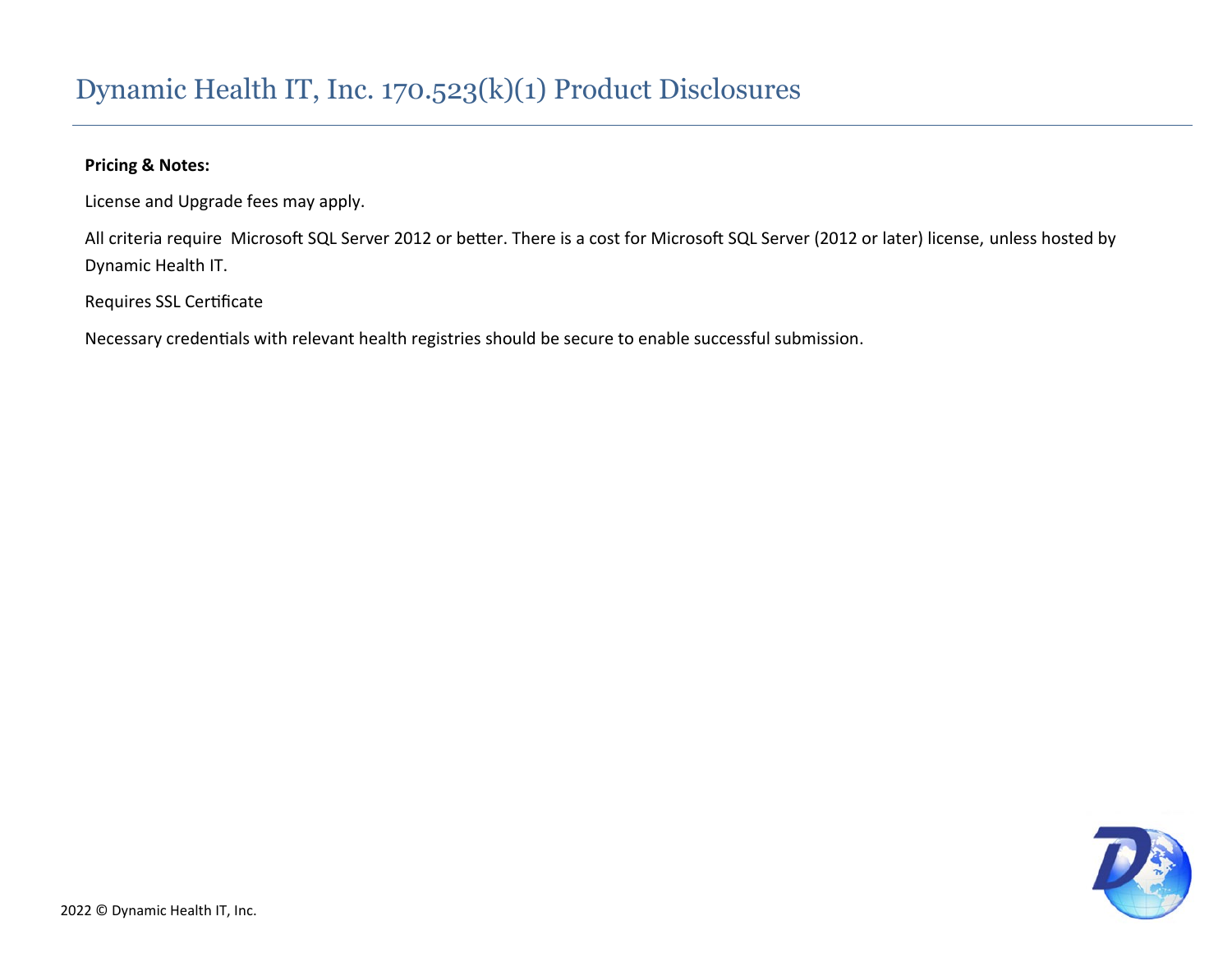# Dynamic Health IT, Inc. 170.523(k)(1) Product Disclosures

**Pricing & Notes:**

License and Upgrade fees may apply.

All criteria require  Microsoft SQL Server 2012 or better. There is a cost for Microsoft SQL Server (2012 or later) license, unless hosted by Dynamic Health IT.

Requires SSL Certificate

Necessary credentials with relevant health registries should be secure to enable successful submission.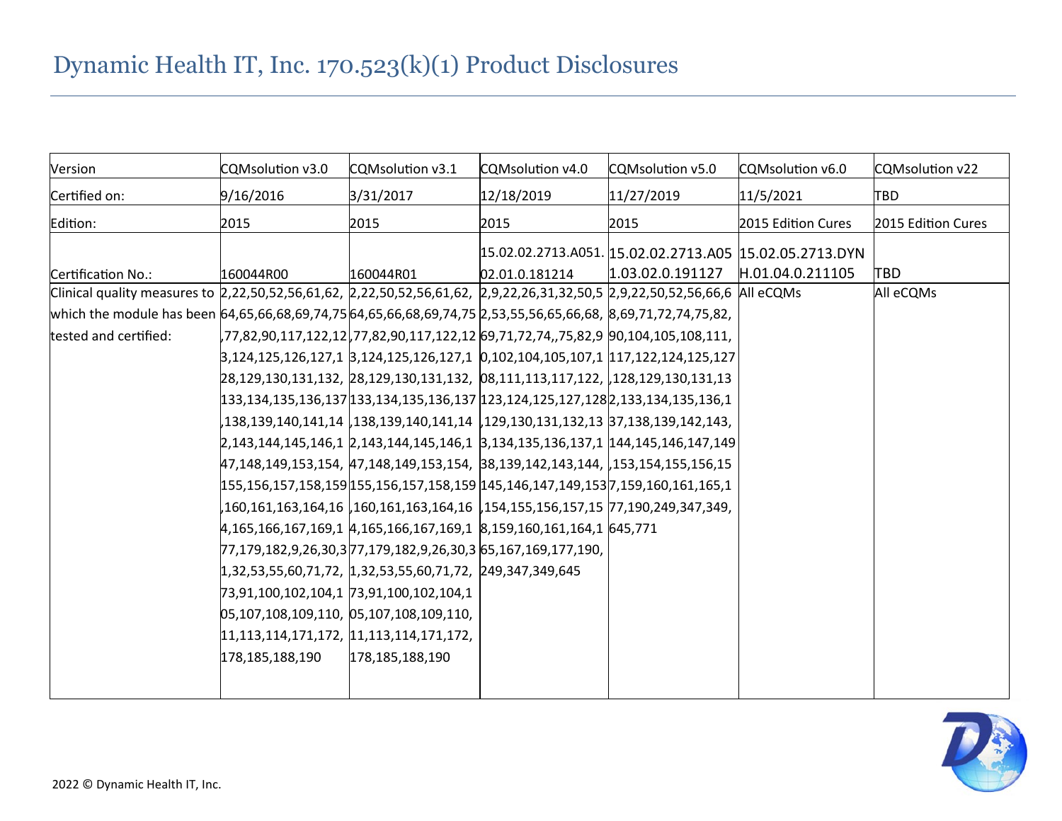# Dynamic Health IT, Inc. 170.523(k)(1) Product Disclosures

| Version | CQMsolution v3.0 | CQMsolution v3.1 | CQMsolution v4.0 | CQMsolution v5.0 | CQMsolution v6.0 | CQMsolution v22 |
|---|---|---|---|---|---|---|
| Certified on: | 9/16/2016 | 3/31/2017 | 12/18/2019 | 11/27/2019 | 11/5/2021 | TBD |
| Edition: | 2015 | 2015 | 2015 | 2015 | 2015 Edition Cures | 2015 Edition Cures |
| Certification No.: | 160044R00 | 160044R01 | 15.02.02.2713.A051.02.01.0.181214 | 15.02.02.2713.A051.03.02.0.191127 | 15.02.05.2713.DYNH.01.04.0.211105 | TBD |
| Clinical quality measures to which the module has been tested and certified: | 2,22,50,52,56,61,62,64,65,66,68,69,74,75,77,82,90,117,122,123,124,125,126,127,128,129,130,131,132,133,134,135,136,137,138,139,140,141,142,143,144,145,146,147,148,149,153,154,155,156,157,158,159,160,161,163,164,164,165,166,167,169,177,179,182,9,26,30,31,32,53,55,60,71,72,73,91,100,102,104,105,107,108,109,110,111,113,114,171,172,178,185,188,190 | 2,22,50,52,56,61,62,64,65,66,68,69,74,75,77,82,90,117,122,123,124,125,126,127,128,129,130,131,132,133,134,135,136,137,138,139,140,141,142,143,144,145,146,147,148,149,153,154,155,156,157,158,159,160,161,163,164,164,165,166,167,169,177,179,182,9,26,30,31,32,53,55,60,71,72,73,91,100,102,104,105,107,108,109,110,111,113,114,171,172,178,185,188,190 | 2,9,22,26,31,32,50,52,53,55,56,65,66,68,69,71,72,74,,75,82,90,102,104,105,107,108,111,113,117,122,123,124,125,127,128,129,130,131,132,133,134,135,136,137,138,139,142,143,144,145,146,147,149,153,154,155,156,157,158,159,160,161,164,165,167,169,177,190,249,347,349,645 | 2,9,22,50,52,56,66,68,69,71,72,74,75,82,90,104,105,108,111,117,122,124,125,127,128,129,130,131,132,133,134,135,136,137,138,139,142,143,144,145,146,147,149,153,154,155,156,157,159,160,161,165,177,190,249,347,349,645,771 | All eCQMs | All eCQMs |

2022 © Dynamic Health IT, Inc.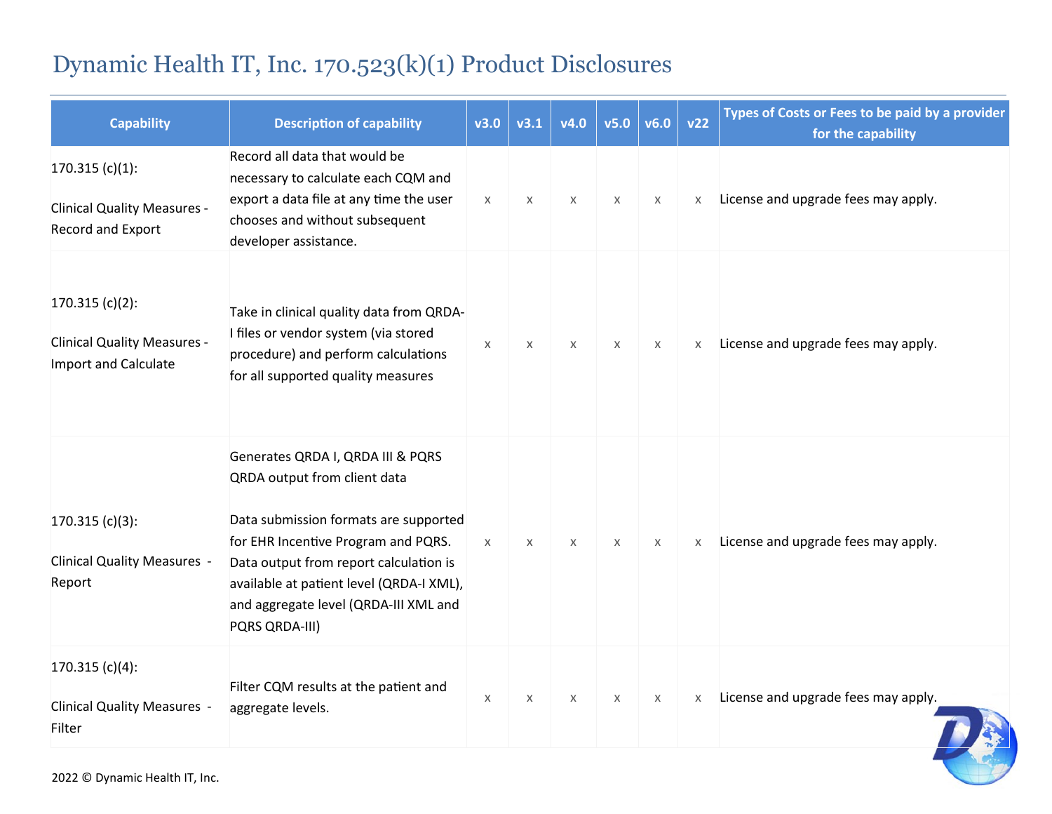# Dynamic Health IT, Inc. 170.523(k)(1) Product Disclosures

| Capability | Description of capability | v3.0 | v3.1 | v4.0 | v5.0 | v6.0 | v22 | Types of Costs or Fees to be paid by a provider for the capability |
|---|---|---|---|---|---|---|---|---|
| 170.315 (c)(1): Clinical Quality Measures - Record and Export | Record all data that would be necessary to calculate each CQM and export a data file at any time the user chooses and without subsequent developer assistance. | x | x | x | x | x | x | License and upgrade fees may apply. |
| 170.315 (c)(2): Clinical Quality Measures - Import and Calculate | Take in clinical quality data from QRDA-I files or vendor system (via stored procedure) and perform calculations for all supported quality measures | x | x | x | x | x | x | License and upgrade fees may apply. |
| 170.315 (c)(3): Clinical Quality Measures - Report | Generates QRDA I, QRDA III & PQRS QRDA output from client data<br><br>Data submission formats are supported for EHR Incentive Program and PQRS. Data output from report calculation is available at patient level (QRDA-I XML), and aggregate level (QRDA-III XML and PQRS QRDA-III) | x | x | x | x | x | x | License and upgrade fees may apply. |
| 170.315 (c)(4): Clinical Quality Measures - Filter | Filter CQM results at the patient and aggregate levels. | x | x | x | x | x | x | License and upgrade fees may apply. |

2022 © Dynamic Health IT, Inc.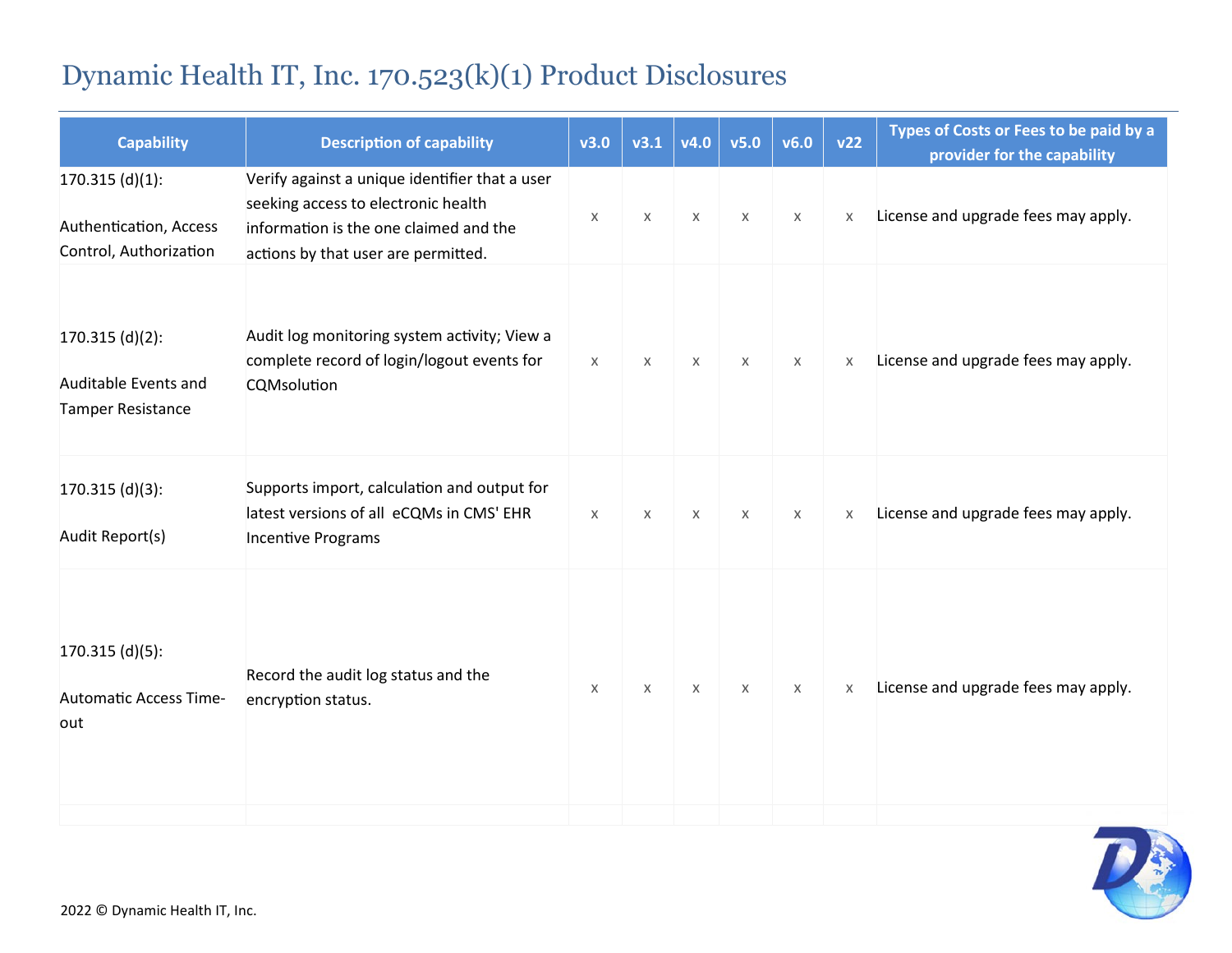# Dynamic Health IT, Inc. 170.523(k)(1) Product Disclosures

| Capability | Description of capability | v3.0 | v3.1 | v4.0 | v5.0 | v6.0 | v22 | Types of Costs or Fees to be paid by a provider for the capability |
|---|---|---|---|---|---|---|---|---|
| 170.315 (d)(1): Authentication, Access Control, Authorization | Verify against a unique identifier that a user seeking access to electronic health information is the one claimed and the actions by that user are permitted. | x | x | x | x | x | x | License and upgrade fees may apply. |
| 170.315 (d)(2): Auditable Events and Tamper Resistance | Audit log monitoring system activity; View a complete record of login/logout events for CQMsolution | x | x | x | x | x | x | License and upgrade fees may apply. |
| 170.315 (d)(3): Audit Report(s) | Supports import, calculation and output for latest versions of all eCQMs in CMS' EHR Incentive Programs | x | x | x | x | x | x | License and upgrade fees may apply. |
| 170.315 (d)(5): Automatic Access Time-out | Record the audit log status and the encryption status. | x | x | x | x | x | x | License and upgrade fees may apply. |

2022 © Dynamic Health IT, Inc.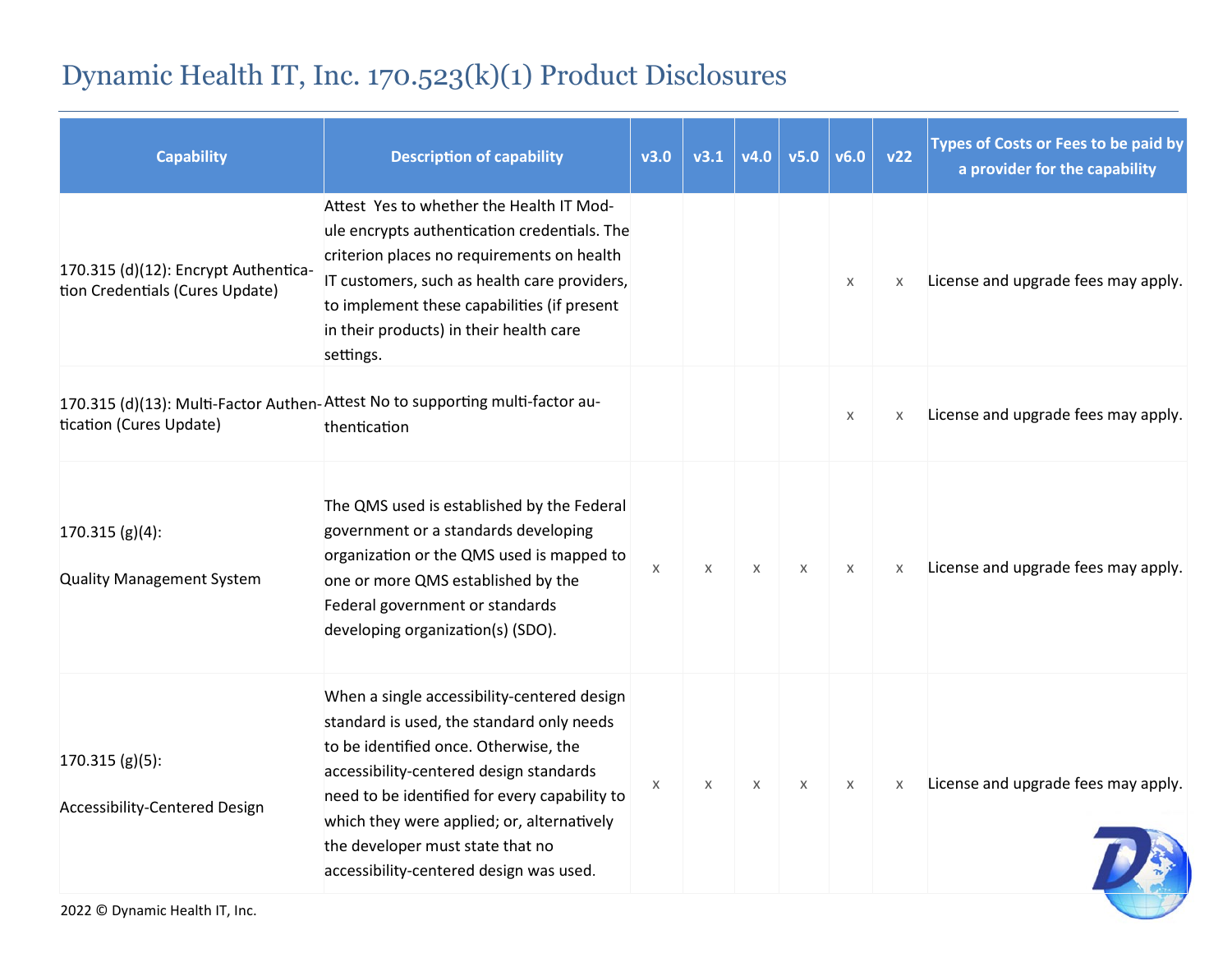# Dynamic Health IT, Inc. 170.523(k)(1) Product Disclosures

| Capability | Description of capability | v3.0 | v3.1 | v4.0 | v5.0 | v6.0 | v22 | Types of Costs or Fees to be paid by a provider for the capability |
|---|---|---|---|---|---|---|---|---|
| 170.315 (d)(12): Encrypt Authentication Credentials (Cures Update) | Attest Yes to whether the Health IT Module encrypts authentication credentials. The criterion places no requirements on health IT customers, such as health care providers, to implement these capabilities (if present in their products) in their health care settings. | | | | | x | x | License and upgrade fees may apply. |
| 170.315 (d)(13): Multi-Factor Authentication (Cures Update) | Attest No to supporting multi-factor authentication | | | | | x | x | License and upgrade fees may apply. |
| 170.315 (g)(4): Quality Management System | The QMS used is established by the Federal government or a standards developing organization or the QMS used is mapped to one or more QMS established by the Federal government or standards developing organization(s) (SDO). | x | x | x | x | x | x | License and upgrade fees may apply. |
| 170.315 (g)(5): Accessibility-Centered Design | When a single accessibility-centered design standard is used, the standard only needs to be identified once. Otherwise, the accessibility-centered design standards need to be identified for every capability to which they were applied; or, alternatively the developer must state that no accessibility-centered design was used. | x | x | x | x | x | x | License and upgrade fees may apply. |

2022 © Dynamic Health IT, Inc.